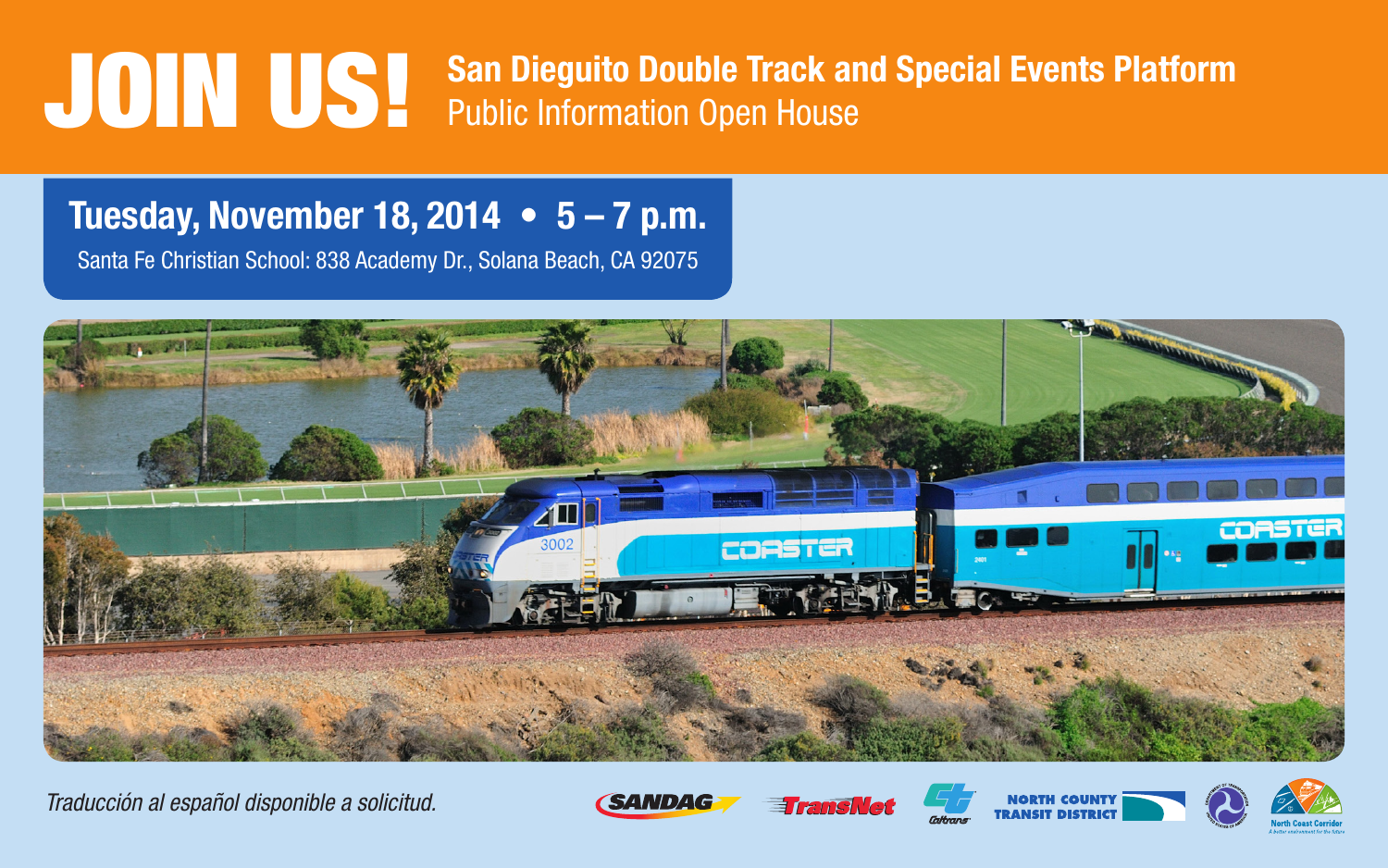# JOIN US!

## San Dieguito Double Track and Special Events Platform

Public Information Open House

**Tuesday, November 18, 2014 • 5 – 7 p.m.**

Santa Fe Christian School: 838 Academy Dr., Solana Beach, CA 92075

*Traducción al español disponible a solicitud.*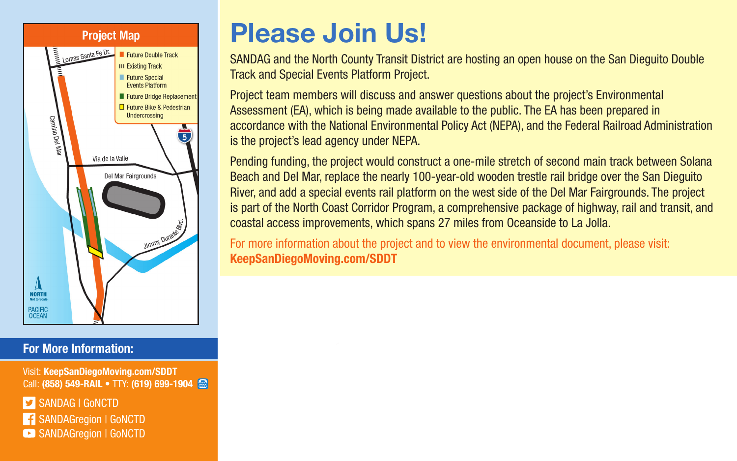## Project Map

Future Double Track
Existing Track
Future Special Events Platform
Future Bridge Replacement
Future Bike & Pedestrian Undercrossing

Lomas Santa Fe Dr.
Camino Del Mar
Via de la Valle
Del Mar Fairgrounds
Jimmy Durante Blvd.
5
NORTH
Not to Scale
PACIFIC OCEAN

## For More Information:

Visit: **KeepSanDiegoMoving.com/SDDT**
Call: **(858) 549-RAIL** • TTY: **(619) 699-1904**

SANDAG | GoNCTD
SANDAGregion | GoNCTD
SANDAGregion | GoNCTD

# Please Join Us!

SANDAG and the North County Transit District are hosting an open house on the San Dieguito Double Track and Special Events Platform Project.

Project team members will discuss and answer questions about the project's Environmental Assessment (EA), which is being made available to the public. The EA has been prepared in accordance with the National Environmental Policy Act (NEPA), and the Federal Railroad Administration is the project's lead agency under NEPA.

Pending funding, the project would construct a one-mile stretch of second main track between Solana Beach and Del Mar, replace the nearly 100-year-old wooden trestle rail bridge over the San Dieguito River, and add a special events rail platform on the west side of the Del Mar Fairgrounds. The project is part of the North Coast Corridor Program, a comprehensive package of highway, rail and transit, and coastal access improvements, which spans 27 miles from Oceanside to La Jolla.

For more information about the project and to view the environmental document, please visit:
**KeepSanDiegoMoving.com/SDDT**